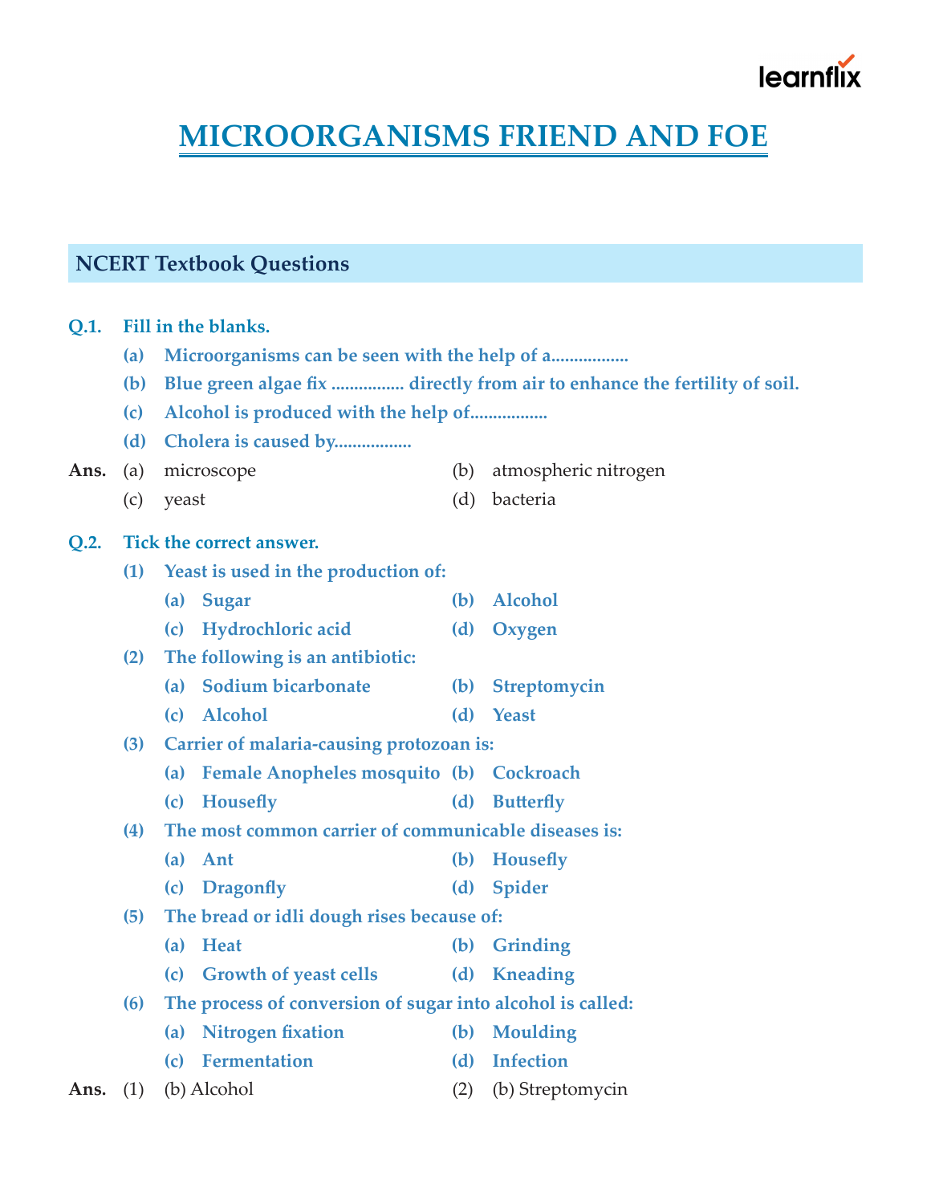# MICROORGANISMS FRIEND AND FOE

## NCERT Textbook Questions

**Q.1. Fill in the blanks.**

**(a) Microorganisms can be seen with the help of a.................**

**(b) Blue green algae fix ................ directly from air to enhance the fertility of soil.**

**(c) Alcohol is produced with the help of.................**

**(d) Cholera is caused by.................**

**Ans.** (a) microscope  (b) atmospheric nitrogen

(c) yeast  (d) bacteria

**Q.2. Tick the correct answer.**

**(1) Yeast is used in the production of:**

**(a) Sugar**  **(b) Alcohol**

**(c) Hydrochloric acid**  **(d) Oxygen**

**(2) The following is an antibiotic:**

**(a) Sodium bicarbonate**  **(b) Streptomycin**

**(c) Alcohol**  **(d) Yeast**

**(3) Carrier of malaria-causing protozoan is:**

**(a) Female Anopheles mosquito**  **(b) Cockroach**

**(c) Housefly**  **(d) Butterfly**

**(4) The most common carrier of communicable diseases is:**

**(a) Ant**  **(b) Housefly**

**(c) Dragonfly**  **(d) Spider**

**(5) The bread or idli dough rises because of:**

**(a) Heat**  **(b) Grinding**

**(c) Growth of yeast cells**  **(d) Kneading**

**(6) The process of conversion of sugar into alcohol is called:**

**(a) Nitrogen fixation**  **(b) Moulding**

**(c) Fermentation**  **(d) Infection**

**Ans.** (1) (b) Alcohol  (2) (b) Streptomycin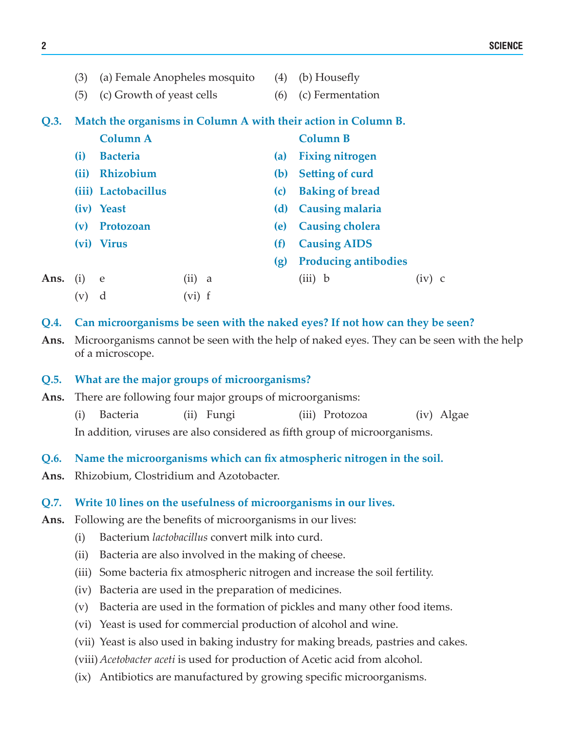(3) (a) Female Anopheles mosquito (4) (b) Housefly

(5) (c) Growth of yeast cells (6) (c) Fermentation

**Q.3. Match the organisms in Column A with their action in Column B.**

| Column A | Column B |
|---|---|
| (i) Bacteria | (a) Fixing nitrogen |
| (ii) Rhizobium | (b) Setting of curd |
| (iii) Lactobacillus | (c) Baking of bread |
| (iv) Yeast | (d) Causing malaria |
| (v) Protozoan | (e) Causing cholera |
| (vi) Virus | (f) Causing AIDS |
| | (g) Producing antibodies |

**Ans.** (i) e (ii) a (iii) b (iv) c

(v) d (vi) f

**Q.4. Can microorganisms be seen with the naked eyes? If not how can they be seen?**

**Ans.** Microorganisms cannot be seen with the help of naked eyes. They can be seen with the help of a microscope.

**Q.5. What are the major groups of microorganisms?**

**Ans.** There are following four major groups of microorganisms:

(i) Bacteria (ii) Fungi (iii) Protozoa (iv) Algae

In addition, viruses are also considered as fifth group of microorganisms.

**Q.6. Name the microorganisms which can fix atmospheric nitrogen in the soil.**

**Ans.** Rhizobium, Clostridium and Azotobacter.

**Q.7. Write 10 lines on the usefulness of microorganisms in our lives.**

**Ans.** Following are the benefits of microorganisms in our lives:

(i) Bacterium *lactobacillus* convert milk into curd.

(ii) Bacteria are also involved in the making of cheese.

(iii) Some bacteria fix atmospheric nitrogen and increase the soil fertility.

(iv) Bacteria are used in the preparation of medicines.

(v) Bacteria are used in the formation of pickles and many other food items.

(vi) Yeast is used for commercial production of alcohol and wine.

(vii) Yeast is also used in baking industry for making breads, pastries and cakes.

(viii) *Acetobacter aceti* is used for production of Acetic acid from alcohol.

(ix) Antibiotics are manufactured by growing specific microorganisms.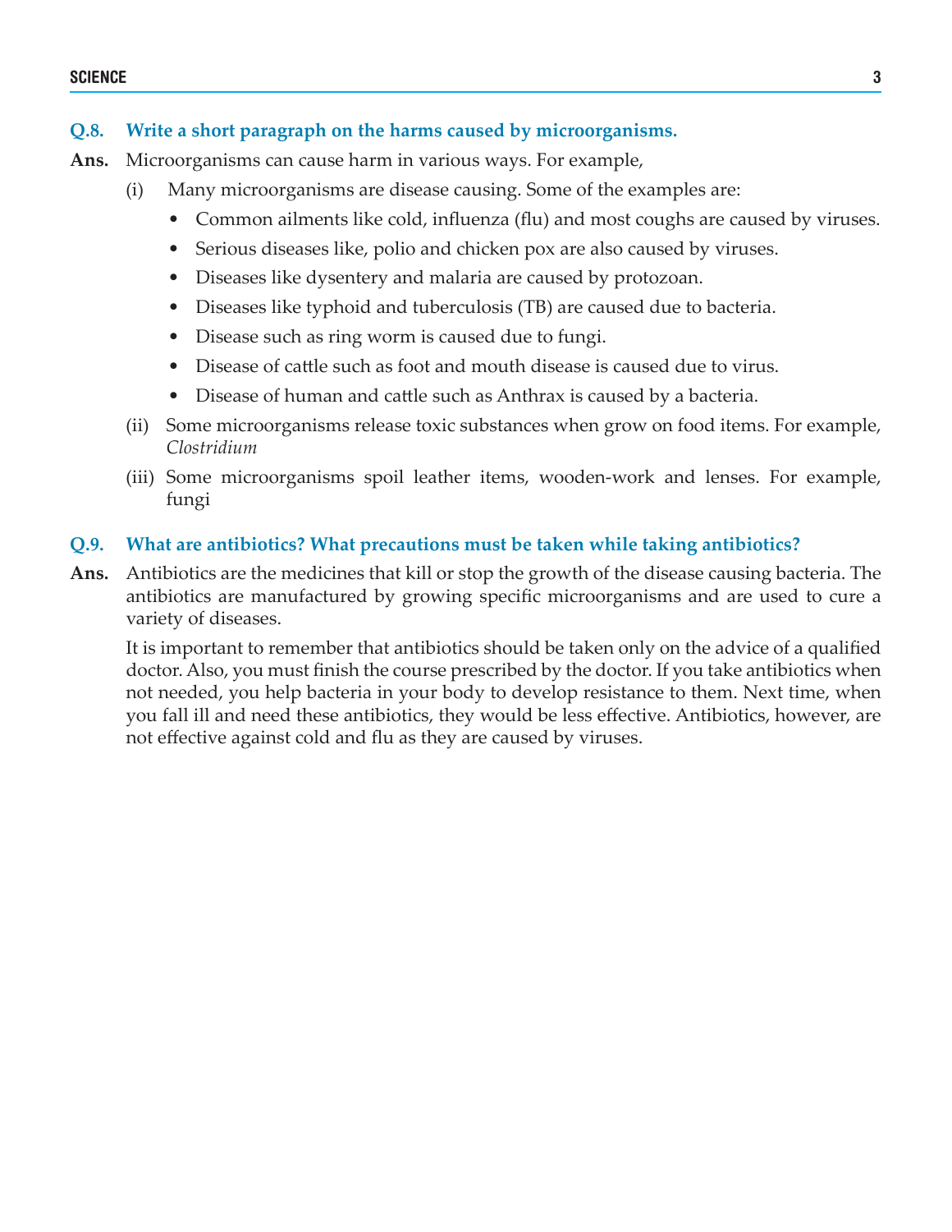**Q.8. Write a short paragraph on the harms caused by microorganisms.**

**Ans.** Microorganisms can cause harm in various ways. For example,

(i) Many microorganisms are disease causing. Some of the examples are:

- Common ailments like cold, influenza (flu) and most coughs are caused by viruses.
- Serious diseases like, polio and chicken pox are also caused by viruses.
- Diseases like dysentery and malaria are caused by protozoan.
- Diseases like typhoid and tuberculosis (TB) are caused due to bacteria.
- Disease such as ring worm is caused due to fungi.
- Disease of cattle such as foot and mouth disease is caused due to virus.
- Disease of human and cattle such as Anthrax is caused by a bacteria.

(ii) Some microorganisms release toxic substances when grow on food items. For example, *Clostridium*

(iii) Some microorganisms spoil leather items, wooden-work and lenses. For example, fungi

**Q.9. What are antibiotics? What precautions must be taken while taking antibiotics?**

**Ans.** Antibiotics are the medicines that kill or stop the growth of the disease causing bacteria. The antibiotics are manufactured by growing specific microorganisms and are used to cure a variety of diseases.

It is important to remember that antibiotics should be taken only on the advice of a qualified doctor. Also, you must finish the course prescribed by the doctor. If you take antibiotics when not needed, you help bacteria in your body to develop resistance to them. Next time, when you fall ill and need these antibiotics, they would be less effective. Antibiotics, however, are not effective against cold and flu as they are caused by viruses.